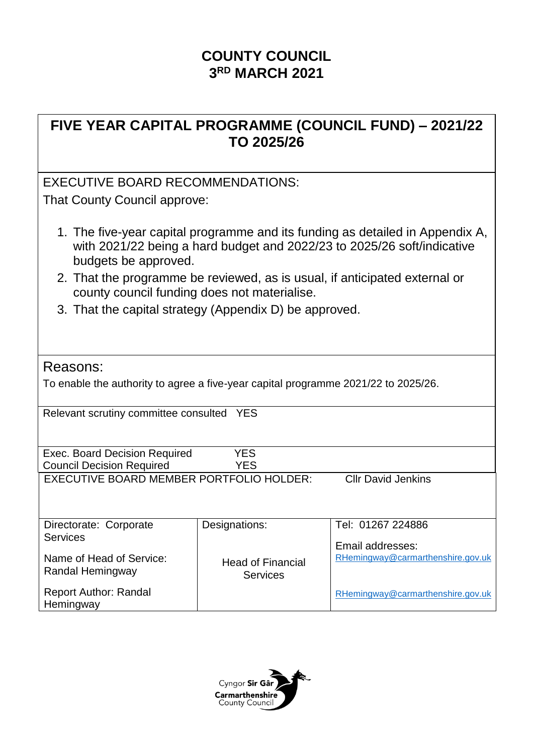# COUNTY COUNCIL
# 3RD MARCH 2021

## FIVE YEAR CAPITAL PROGRAMME (COUNCIL FUND) – 2021/22 TO 2025/26

EXECUTIVE BOARD RECOMMENDATIONS:

That County Council approve:

1. The five-year capital programme and its funding as detailed in Appendix A, with 2021/22 being a hard budget and 2022/23 to 2025/26 soft/indicative budgets be approved.
2. That the programme be reviewed, as is usual, if anticipated external or county council funding does not materialise.
3. That the capital strategy (Appendix D) be approved.

Reasons:

To enable the authority to agree a five-year capital programme 2021/22 to 2025/26.

Relevant scrutiny committee consulted YES

Exec. Board Decision Required YES
Council Decision Required YES

EXECUTIVE BOARD MEMBER PORTFOLIO HOLDER: Cllr David Jenkins

| Directorate: Corporate Services | Designations: | Tel: 01267 224886 |
|---|---|---|
| Name of Head of Service: Randal Hemingway | Head of Financial Services | Email addresses: RHemingway@carmarthenshire.gov.uk |
| Report Author: Randal Hemingway | | RHemingway@carmarthenshire.gov.uk |

Cyngor Sir Gâr
Carmarthenshire County Council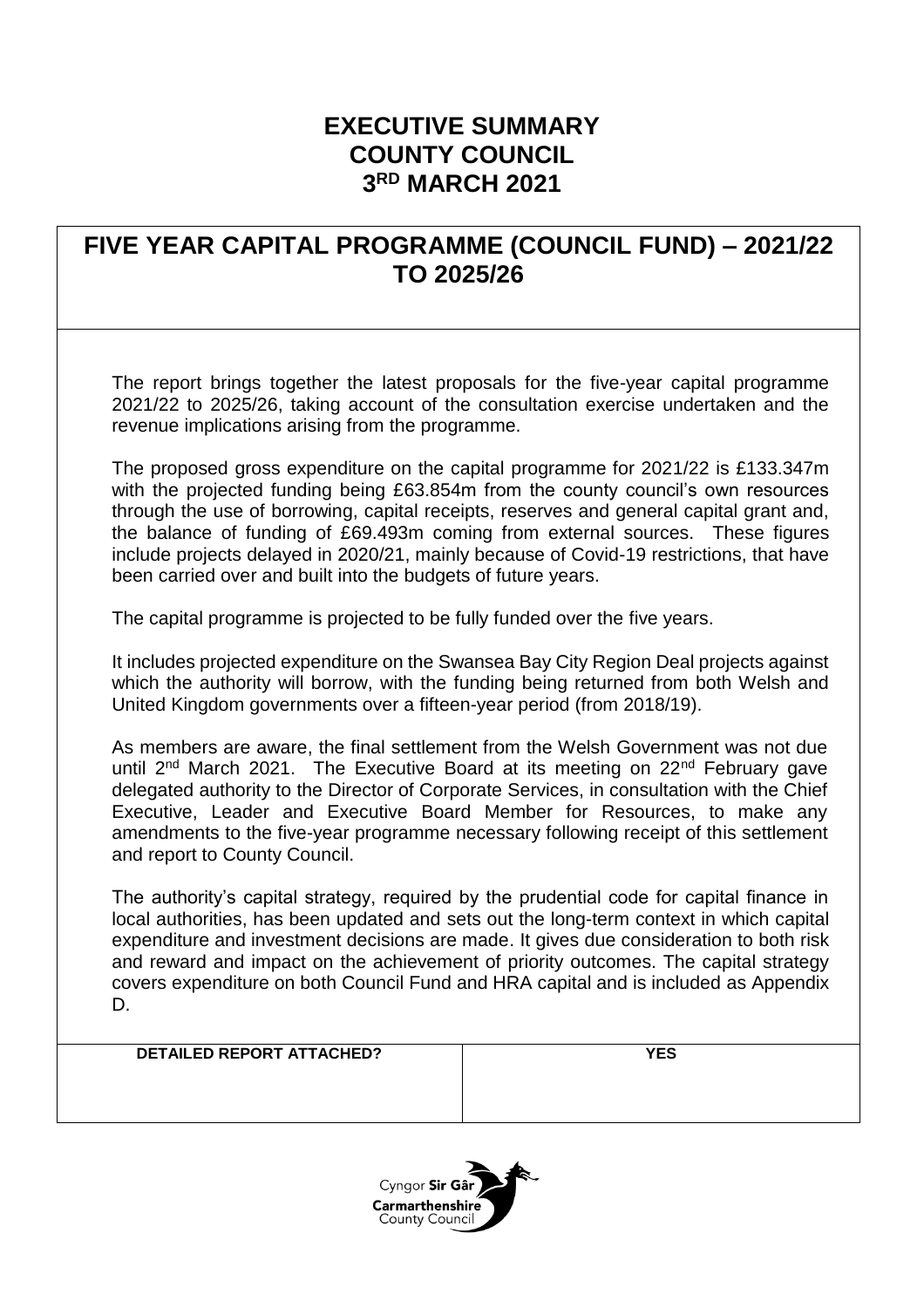# EXECUTIVE SUMMARY
# COUNTY COUNCIL
# 3RD MARCH 2021

## FIVE YEAR CAPITAL PROGRAMME (COUNCIL FUND) – 2021/22 TO 2025/26

The report brings together the latest proposals for the five-year capital programme 2021/22 to 2025/26, taking account of the consultation exercise undertaken and the revenue implications arising from the programme.

The proposed gross expenditure on the capital programme for 2021/22 is £133.347m with the projected funding being £63.854m from the county council's own resources through the use of borrowing, capital receipts, reserves and general capital grant and, the balance of funding of £69.493m coming from external sources. These figures include projects delayed in 2020/21, mainly because of Covid-19 restrictions, that have been carried over and built into the budgets of future years.

The capital programme is projected to be fully funded over the five years.

It includes projected expenditure on the Swansea Bay City Region Deal projects against which the authority will borrow, with the funding being returned from both Welsh and United Kingdom governments over a fifteen-year period (from 2018/19).

As members are aware, the final settlement from the Welsh Government was not due until 2nd March 2021. The Executive Board at its meeting on 22nd February gave delegated authority to the Director of Corporate Services, in consultation with the Chief Executive, Leader and Executive Board Member for Resources, to make any amendments to the five-year programme necessary following receipt of this settlement and report to County Council.

The authority's capital strategy, required by the prudential code for capital finance in local authorities, has been updated and sets out the long-term context in which capital expenditure and investment decisions are made. It gives due consideration to both risk and reward and impact on the achievement of priority outcomes. The capital strategy covers expenditure on both Council Fund and HRA capital and is included as Appendix D.

| DETAILED REPORT ATTACHED? | YES |
|---|---|

Cyngor Sir Gâr
Carmarthenshire County Council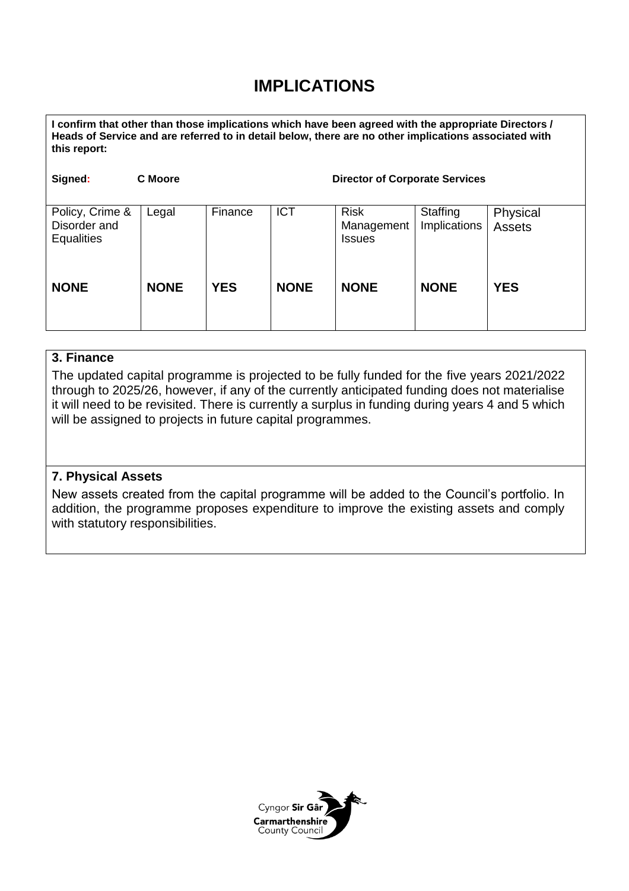# IMPLICATIONS

**I confirm that other than those implications which have been agreed with the appropriate Directors / Heads of Service and are referred to in detail below, there are no other implications associated with this report:**

**Signed: C Moore** **Director of Corporate Services**

| Policy, Crime & Disorder and Equalities | Legal | Finance | ICT | Risk Management Issues | Staffing Implications | Physical Assets |
|---|---|---|---|---|---|---|
| **NONE** | **NONE** | **YES** | **NONE** | **NONE** | **NONE** | **YES** |

**3. Finance**

The updated capital programme is projected to be fully funded for the five years 2021/2022 through to 2025/26, however, if any of the currently anticipated funding does not materialise it will need to be revisited. There is currently a surplus in funding during years 4 and 5 which will be assigned to projects in future capital programmes.

**7. Physical Assets**

New assets created from the capital programme will be added to the Council's portfolio. In addition, the programme proposes expenditure to improve the existing assets and comply with statutory responsibilities.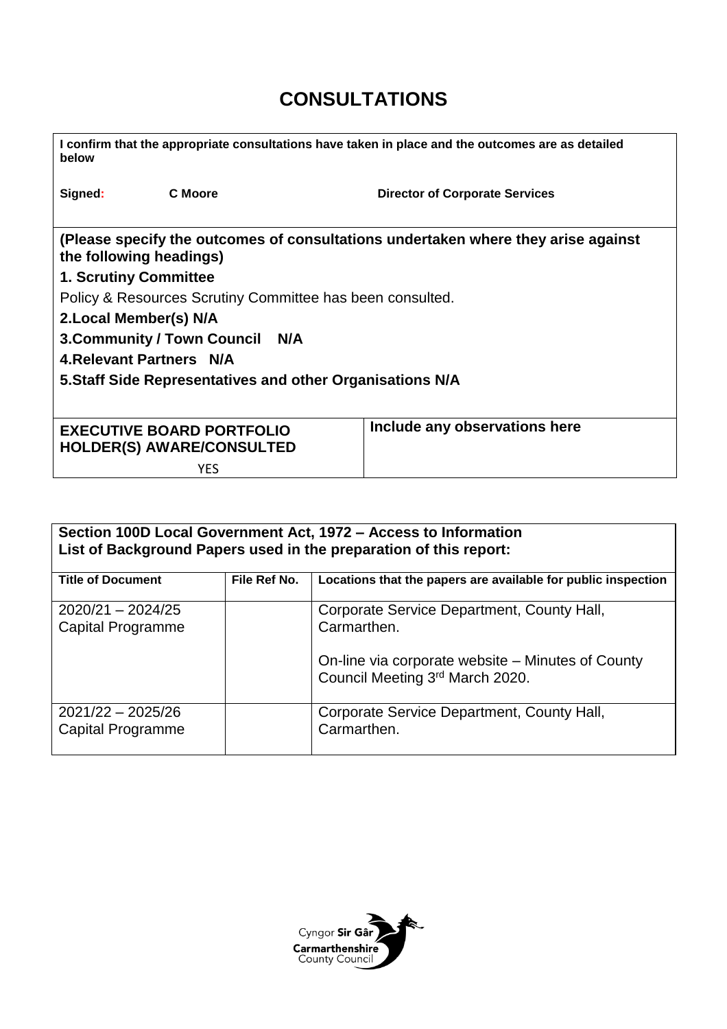# CONSULTATIONS

**I confirm that the appropriate consultations have taken in place and the outcomes are as detailed below**

**Signed:** **C Moore** **Director of Corporate Services**

**(Please specify the outcomes of consultations undertaken where they arise against the following headings)**

**1. Scrutiny Committee**

Policy & Resources Scrutiny Committee has been consulted.

**2.Local Member(s) N/A**

**3.Community / Town Council N/A**

**4.Relevant Partners N/A**

**5.Staff Side Representatives and other Organisations N/A**

| EXECUTIVE BOARD PORTFOLIO HOLDER(S) AWARE/CONSULTED | Include any observations here |
|---|---|
| YES | |

**Section 100D Local Government Act, 1972 – Access to Information**
**List of Background Papers used in the preparation of this report:**

| Title of Document | File Ref No. | Locations that the papers are available for public inspection |
|---|---|---|
| 2020/21 – 2024/25 Capital Programme | | Corporate Service Department, County Hall, Carmarthen.<br><br>On-line via corporate website – Minutes of County Council Meeting 3rd March 2020. |
| 2021/22 – 2025/26 Capital Programme | | Corporate Service Department, County Hall, Carmarthen. |

Cyngor Sir Gâr
Carmarthenshire County Council